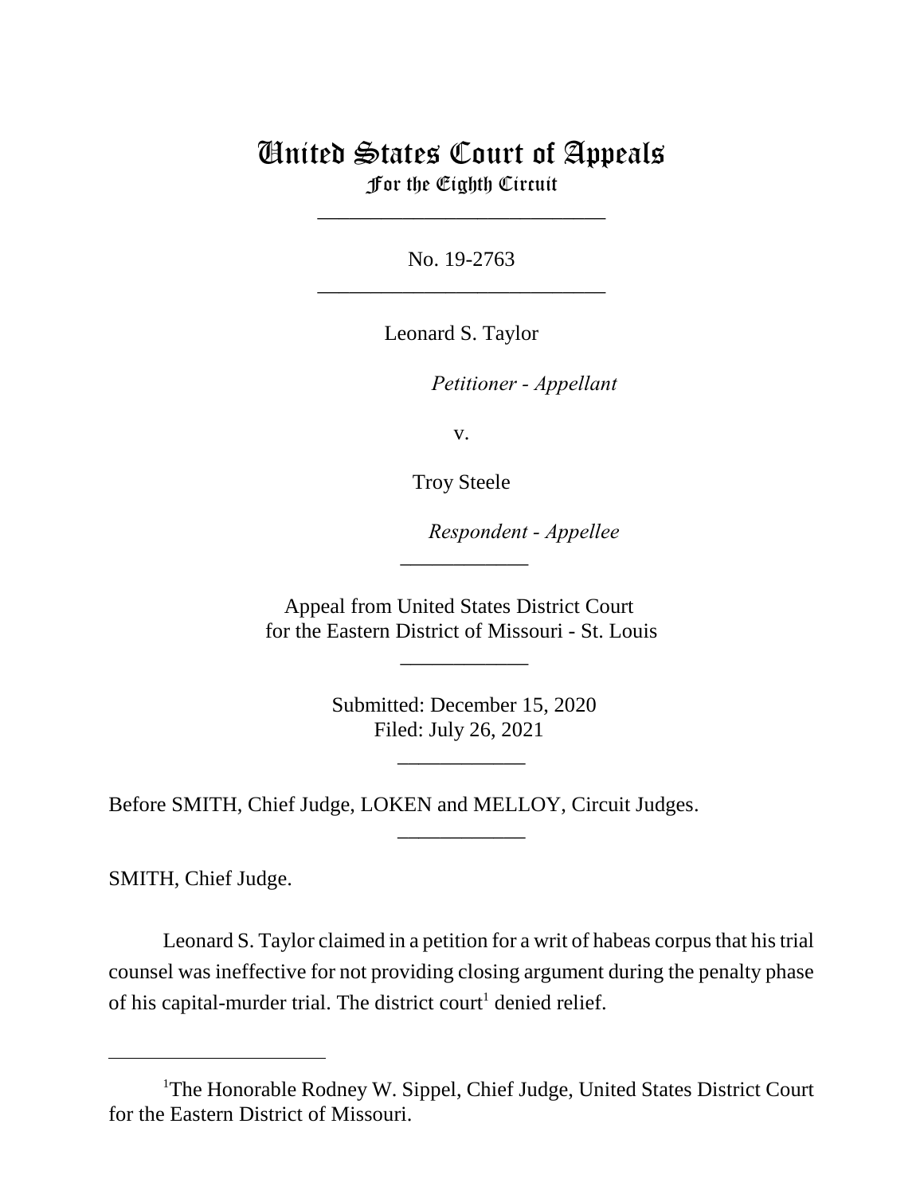# United States Court of Appeals
## For the Eighth Circuit

___________________________

No. 19-2763

___________________________

Leonard S. Taylor

*Petitioner - Appellant*

v.

Troy Steele

*Respondent - Appellee*

____________

Appeal from United States District Court
for the Eastern District of Missouri - St. Louis

____________

Submitted: December 15, 2020
Filed: July 26, 2021

____________

Before SMITH, Chief Judge, LOKEN and MELLOY, Circuit Judges.

____________

SMITH, Chief Judge.

Leonard S. Taylor claimed in a petition for a writ of habeas corpus that his trial counsel was ineffective for not providing closing argument during the penalty phase of his capital-murder trial. The district court[1] denied relief.

---

[1]The Honorable Rodney W. Sippel, Chief Judge, United States District Court for the Eastern District of Missouri.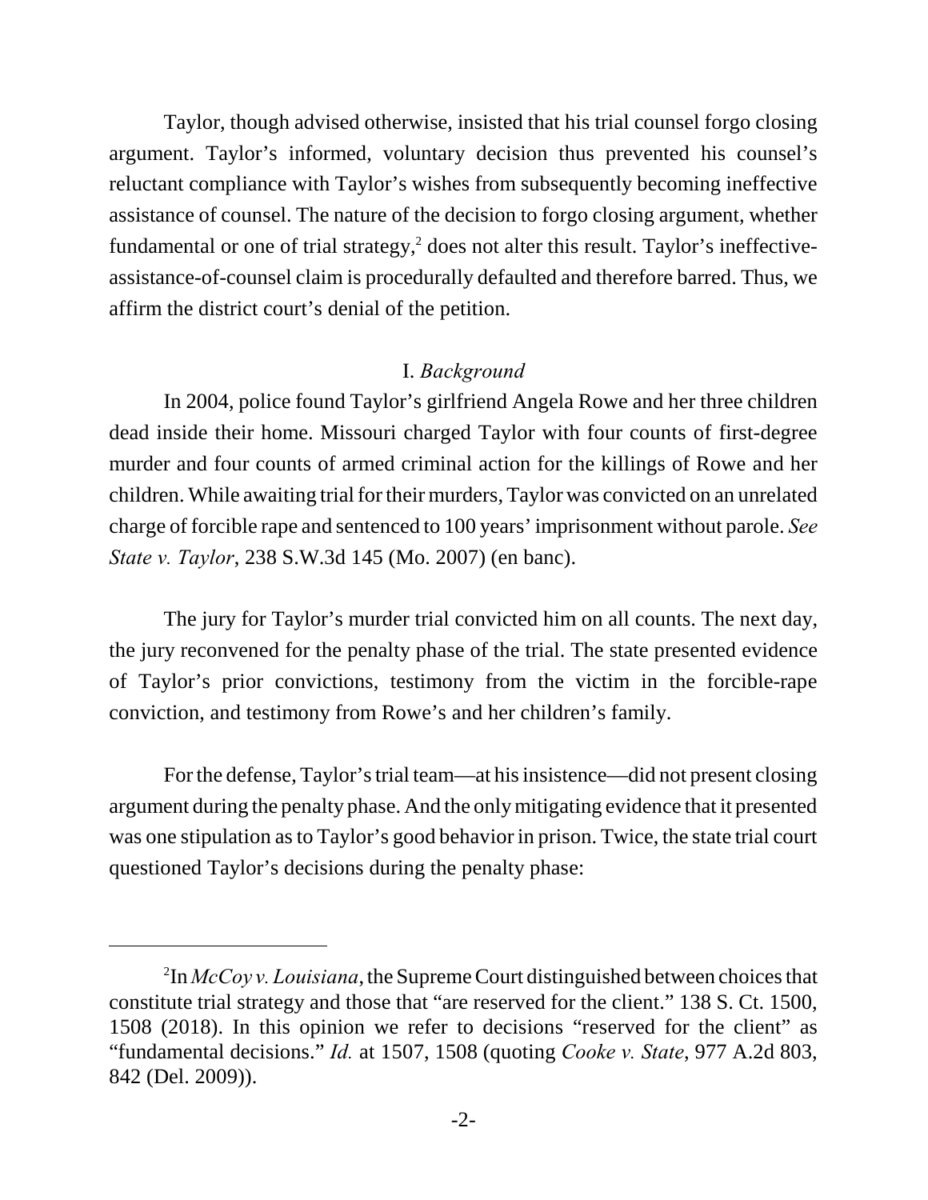Taylor, though advised otherwise, insisted that his trial counsel forgo closing argument. Taylor's informed, voluntary decision thus prevented his counsel's reluctant compliance with Taylor's wishes from subsequently becoming ineffective assistance of counsel. The nature of the decision to forgo closing argument, whether fundamental or one of trial strategy,[2] does not alter this result. Taylor's ineffective-assistance-of-counsel claim is procedurally defaulted and therefore barred. Thus, we affirm the district court's denial of the petition.

## I. *Background*

In 2004, police found Taylor's girlfriend Angela Rowe and her three children dead inside their home. Missouri charged Taylor with four counts of first-degree murder and four counts of armed criminal action for the killings of Rowe and her children. While awaiting trial for their murders, Taylor was convicted on an unrelated charge of forcible rape and sentenced to 100 years' imprisonment without parole. *See State v. Taylor*, 238 S.W.3d 145 (Mo. 2007) (en banc).

The jury for Taylor's murder trial convicted him on all counts. The next day, the jury reconvened for the penalty phase of the trial. The state presented evidence of Taylor's prior convictions, testimony from the victim in the forcible-rape conviction, and testimony from Rowe's and her children's family.

For the defense, Taylor's trial team—at his insistence—did not present closing argument during the penalty phase. And the only mitigating evidence that it presented was one stipulation as to Taylor's good behavior in prison. Twice, the state trial court questioned Taylor's decisions during the penalty phase:

[2] In *McCoy v. Louisiana*, the Supreme Court distinguished between choices that constitute trial strategy and those that "are reserved for the client." 138 S. Ct. 1500, 1508 (2018). In this opinion we refer to decisions "reserved for the client" as "fundamental decisions." *Id.* at 1507, 1508 (quoting *Cooke v. State*, 977 A.2d 803, 842 (Del. 2009)).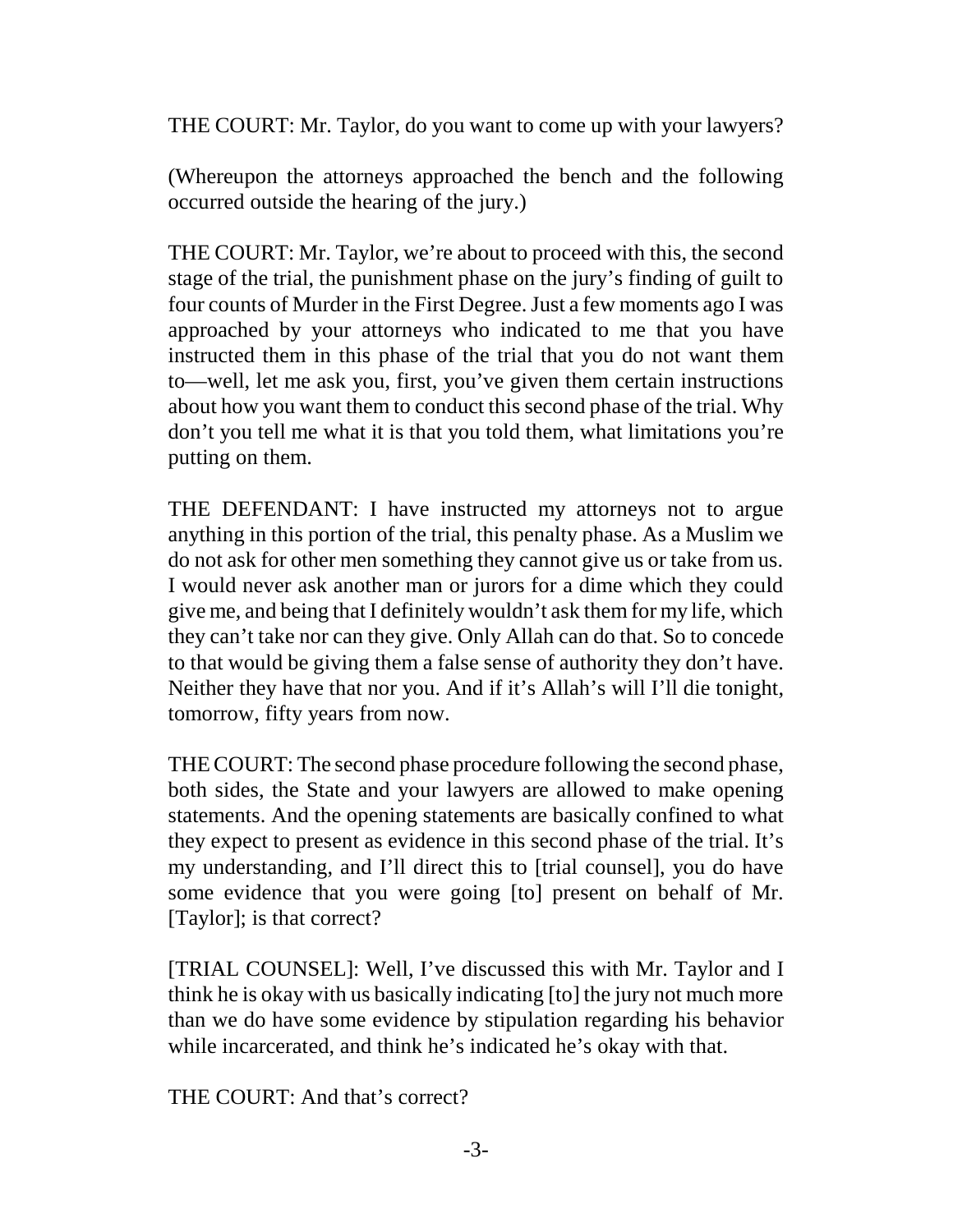THE COURT: Mr. Taylor, do you want to come up with your lawyers?

(Whereupon the attorneys approached the bench and the following occurred outside the hearing of the jury.)

THE COURT: Mr. Taylor, we're about to proceed with this, the second stage of the trial, the punishment phase on the jury's finding of guilt to four counts of Murder in the First Degree. Just a few moments ago I was approached by your attorneys who indicated to me that you have instructed them in this phase of the trial that you do not want them to—well, let me ask you, first, you've given them certain instructions about how you want them to conduct this second phase of the trial. Why don't you tell me what it is that you told them, what limitations you're putting on them.

THE DEFENDANT: I have instructed my attorneys not to argue anything in this portion of the trial, this penalty phase. As a Muslim we do not ask for other men something they cannot give us or take from us. I would never ask another man or jurors for a dime which they could give me, and being that I definitely wouldn't ask them for my life, which they can't take nor can they give. Only Allah can do that. So to concede to that would be giving them a false sense of authority they don't have. Neither they have that nor you. And if it's Allah's will I'll die tonight, tomorrow, fifty years from now.

THE COURT: The second phase procedure following the second phase, both sides, the State and your lawyers are allowed to make opening statements. And the opening statements are basically confined to what they expect to present as evidence in this second phase of the trial. It's my understanding, and I'll direct this to [trial counsel], you do have some evidence that you were going [to] present on behalf of Mr. [Taylor]; is that correct?

[TRIAL COUNSEL]: Well, I've discussed this with Mr. Taylor and I think he is okay with us basically indicating [to] the jury not much more than we do have some evidence by stipulation regarding his behavior while incarcerated, and think he's indicated he's okay with that.

THE COURT: And that's correct?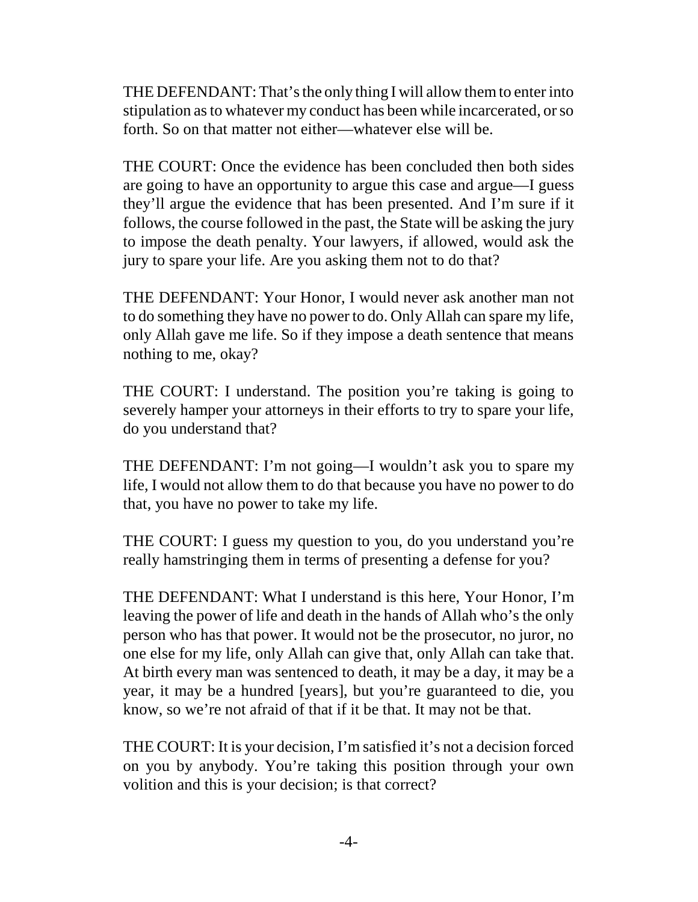THE DEFENDANT: That's the only thing I will allow them to enter into stipulation as to whatever my conduct has been while incarcerated, or so forth. So on that matter not either—whatever else will be.

THE COURT: Once the evidence has been concluded then both sides are going to have an opportunity to argue this case and argue—I guess they'll argue the evidence that has been presented. And I'm sure if it follows, the course followed in the past, the State will be asking the jury to impose the death penalty. Your lawyers, if allowed, would ask the jury to spare your life. Are you asking them not to do that?

THE DEFENDANT: Your Honor, I would never ask another man not to do something they have no power to do. Only Allah can spare my life, only Allah gave me life. So if they impose a death sentence that means nothing to me, okay?

THE COURT: I understand. The position you're taking is going to severely hamper your attorneys in their efforts to try to spare your life, do you understand that?

THE DEFENDANT: I'm not going—I wouldn't ask you to spare my life, I would not allow them to do that because you have no power to do that, you have no power to take my life.

THE COURT: I guess my question to you, do you understand you're really hamstringing them in terms of presenting a defense for you?

THE DEFENDANT: What I understand is this here, Your Honor, I'm leaving the power of life and death in the hands of Allah who's the only person who has that power. It would not be the prosecutor, no juror, no one else for my life, only Allah can give that, only Allah can take that. At birth every man was sentenced to death, it may be a day, it may be a year, it may be a hundred [years], but you're guaranteed to die, you know, so we're not afraid of that if it be that. It may not be that.

THE COURT: It is your decision, I'm satisfied it's not a decision forced on you by anybody. You're taking this position through your own volition and this is your decision; is that correct?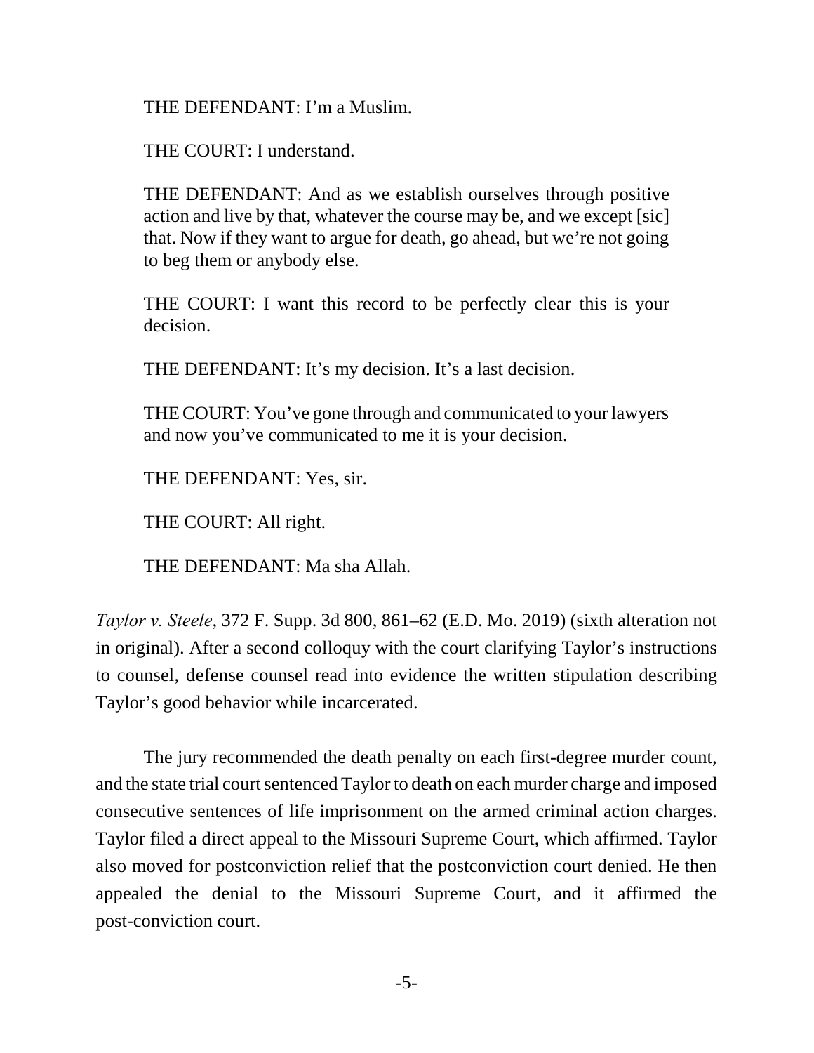THE DEFENDANT: I'm a Muslim.

THE COURT: I understand.

THE DEFENDANT: And as we establish ourselves through positive action and live by that, whatever the course may be, and we except [sic] that. Now if they want to argue for death, go ahead, but we're not going to beg them or anybody else.

THE COURT: I want this record to be perfectly clear this is your decision.

THE DEFENDANT: It's my decision. It's a last decision.

THE COURT: You've gone through and communicated to your lawyers and now you've communicated to me it is your decision.

THE DEFENDANT: Yes, sir.

THE COURT: All right.

THE DEFENDANT: Ma sha Allah.

*Taylor v. Steele*, 372 F. Supp. 3d 800, 861–62 (E.D. Mo. 2019) (sixth alteration not in original). After a second colloquy with the court clarifying Taylor's instructions to counsel, defense counsel read into evidence the written stipulation describing Taylor's good behavior while incarcerated.

The jury recommended the death penalty on each first-degree murder count, and the state trial court sentenced Taylor to death on each murder charge and imposed consecutive sentences of life imprisonment on the armed criminal action charges. Taylor filed a direct appeal to the Missouri Supreme Court, which affirmed. Taylor also moved for postconviction relief that the postconviction court denied. He then appealed the denial to the Missouri Supreme Court, and it affirmed the post-conviction court.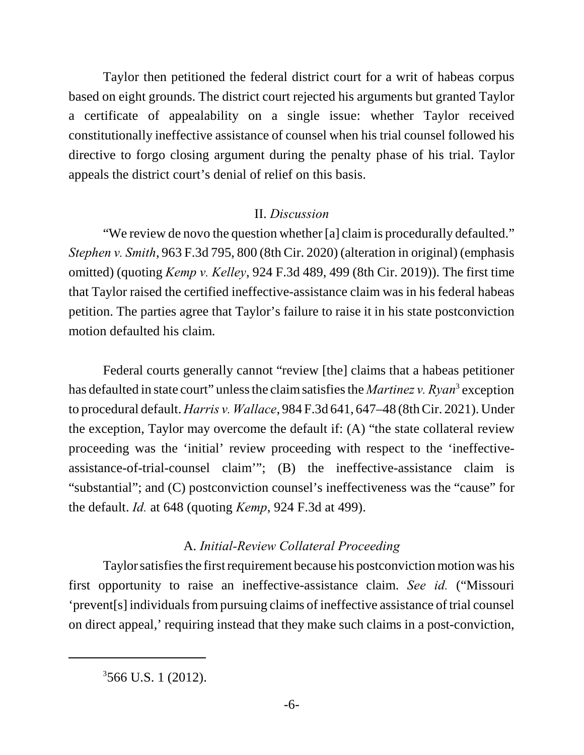Taylor then petitioned the federal district court for a writ of habeas corpus based on eight grounds. The district court rejected his arguments but granted Taylor a certificate of appealability on a single issue: whether Taylor received constitutionally ineffective assistance of counsel when his trial counsel followed his directive to forgo closing argument during the penalty phase of his trial. Taylor appeals the district court's denial of relief on this basis.

## II. *Discussion*

"We review de novo the question whether [a] claim is procedurally defaulted." *Stephen v. Smith*, 963 F.3d 795, 800 (8th Cir. 2020) (alteration in original) (emphasis omitted) (quoting *Kemp v. Kelley*, 924 F.3d 489, 499 (8th Cir. 2019)). The first time that Taylor raised the certified ineffective-assistance claim was in his federal habeas petition. The parties agree that Taylor's failure to raise it in his state postconviction motion defaulted his claim.

Federal courts generally cannot "review [the] claims that a habeas petitioner has defaulted in state court" unless the claim satisfies the *Martinez v. Ryan*[3] exception to procedural default. *Harris v. Wallace*, 984 F.3d 641, 647–48 (8th Cir. 2021). Under the exception, Taylor may overcome the default if: (A) "the state collateral review proceeding was the 'initial' review proceeding with respect to the 'ineffective-assistance-of-trial-counsel claim'"; (B) the ineffective-assistance claim is "substantial"; and (C) postconviction counsel's ineffectiveness was the "cause" for the default. *Id.* at 648 (quoting *Kemp*, 924 F.3d at 499).

### A. *Initial-Review Collateral Proceeding*

Taylor satisfies the first requirement because his postconviction motion was his first opportunity to raise an ineffective-assistance claim. *See id.* ("Missouri 'prevent[s] individuals from pursuing claims of ineffective assistance of trial counsel on direct appeal,' requiring instead that they make such claims in a post-conviction,

[3] 566 U.S. 1 (2012).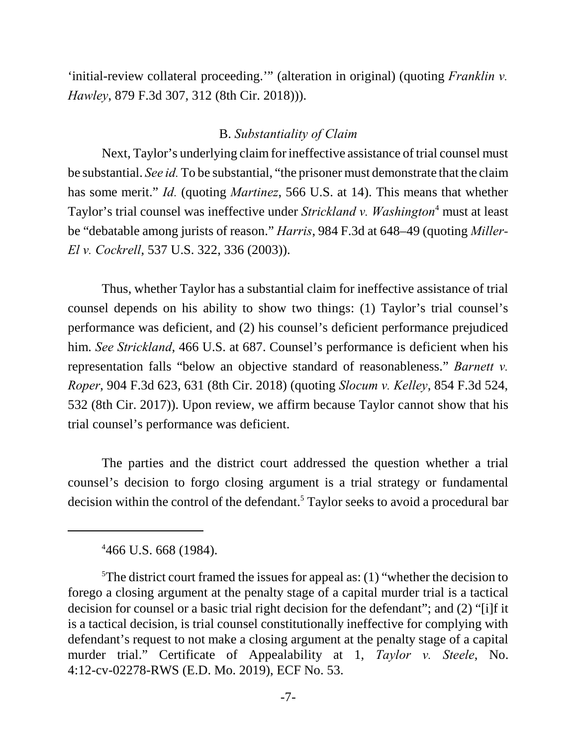'initial-review collateral proceeding.'" (alteration in original) (quoting *Franklin v. Hawley*, 879 F.3d 307, 312 (8th Cir. 2018))).

### B. *Substantiality of Claim*

Next, Taylor's underlying claim for ineffective assistance of trial counsel must be substantial. *See id.* To be substantial, "the prisoner must demonstrate that the claim has some merit." *Id.* (quoting *Martinez*, 566 U.S. at 14). This means that whether Taylor's trial counsel was ineffective under *Strickland v. Washington*[4] must at least be "debatable among jurists of reason." *Harris*, 984 F.3d at 648–49 (quoting *Miller-El v. Cockrell*, 537 U.S. 322, 336 (2003)).

Thus, whether Taylor has a substantial claim for ineffective assistance of trial counsel depends on his ability to show two things: (1) Taylor's trial counsel's performance was deficient, and (2) his counsel's deficient performance prejudiced him. *See Strickland*, 466 U.S. at 687. Counsel's performance is deficient when his representation falls "below an objective standard of reasonableness." *Barnett v. Roper*, 904 F.3d 623, 631 (8th Cir. 2018) (quoting *Slocum v. Kelley*, 854 F.3d 524, 532 (8th Cir. 2017)). Upon review, we affirm because Taylor cannot show that his trial counsel's performance was deficient.

The parties and the district court addressed the question whether a trial counsel's decision to forgo closing argument is a trial strategy or fundamental decision within the control of the defendant.[5] Taylor seeks to avoid a procedural bar

---

[4] 466 U.S. 668 (1984).

[5] The district court framed the issues for appeal as: (1) "whether the decision to forego a closing argument at the penalty stage of a capital murder trial is a tactical decision for counsel or a basic trial right decision for the defendant"; and (2) "[i]f it is a tactical decision, is trial counsel constitutionally ineffective for complying with defendant's request to not make a closing argument at the penalty stage of a capital murder trial." Certificate of Appealability at 1, *Taylor v. Steele*, No. 4:12-cv-02278-RWS (E.D. Mo. 2019), ECF No. 53.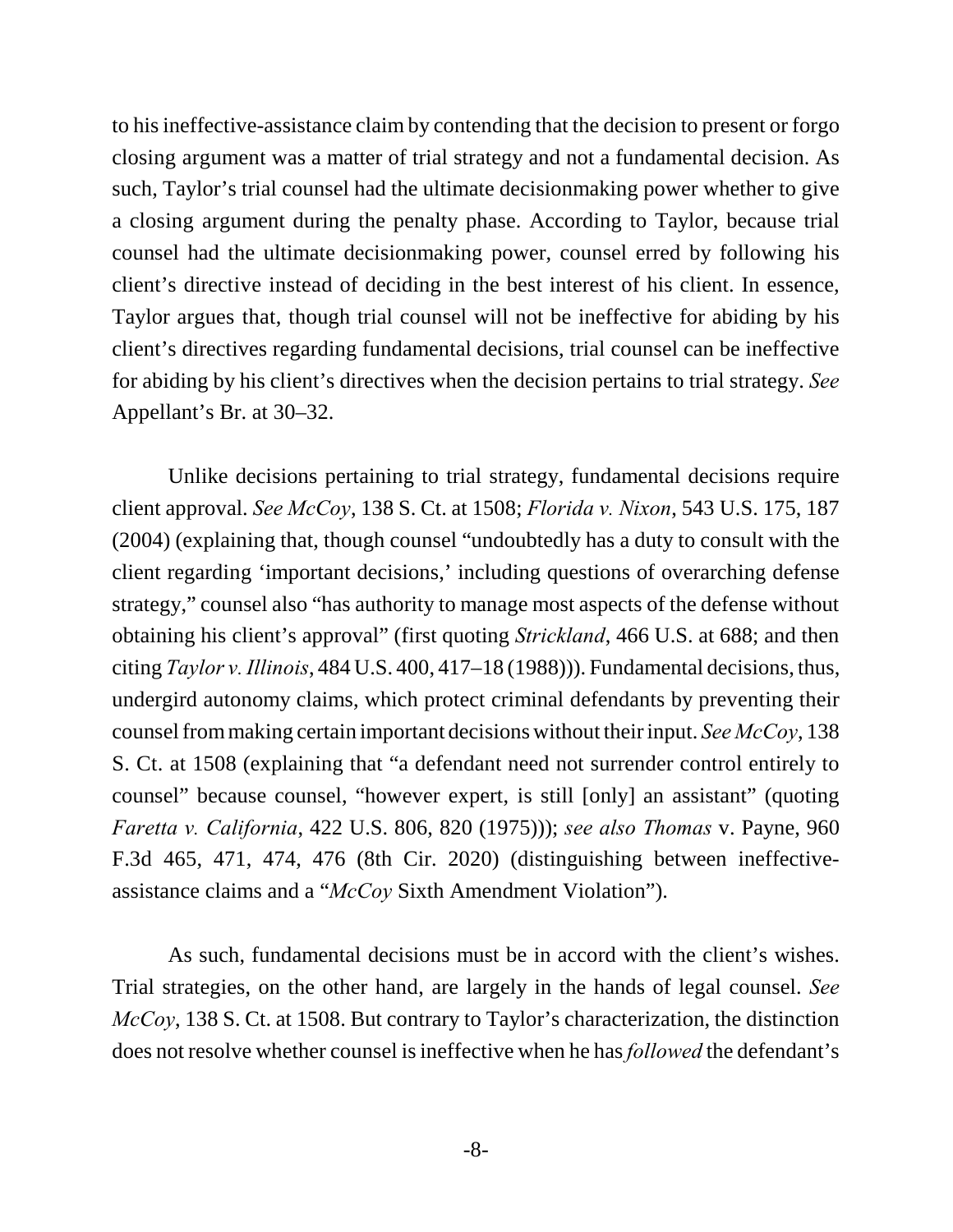to his ineffective-assistance claim by contending that the decision to present or forgo closing argument was a matter of trial strategy and not a fundamental decision. As such, Taylor's trial counsel had the ultimate decisionmaking power whether to give a closing argument during the penalty phase. According to Taylor, because trial counsel had the ultimate decisionmaking power, counsel erred by following his client's directive instead of deciding in the best interest of his client. In essence, Taylor argues that, though trial counsel will not be ineffective for abiding by his client's directives regarding fundamental decisions, trial counsel can be ineffective for abiding by his client's directives when the decision pertains to trial strategy. *See* Appellant's Br. at 30–32.

Unlike decisions pertaining to trial strategy, fundamental decisions require client approval. *See McCoy*, 138 S. Ct. at 1508; *Florida v. Nixon*, 543 U.S. 175, 187 (2004) (explaining that, though counsel "undoubtedly has a duty to consult with the client regarding 'important decisions,' including questions of overarching defense strategy," counsel also "has authority to manage most aspects of the defense without obtaining his client's approval" (first quoting *Strickland*, 466 U.S. at 688; and then citing *Taylor v. Illinois*, 484 U.S. 400, 417–18 (1988))). Fundamental decisions, thus, undergird autonomy claims, which protect criminal defendants by preventing their counsel from making certain important decisions without their input. *See McCoy*, 138 S. Ct. at 1508 (explaining that "a defendant need not surrender control entirely to counsel" because counsel, "however expert, is still [only] an assistant" (quoting *Faretta v. California*, 422 U.S. 806, 820 (1975))); *see also Thomas* v. Payne, 960 F.3d 465, 471, 474, 476 (8th Cir. 2020) (distinguishing between ineffective-assistance claims and a "*McCoy* Sixth Amendment Violation").

As such, fundamental decisions must be in accord with the client's wishes. Trial strategies, on the other hand, are largely in the hands of legal counsel. *See McCoy*, 138 S. Ct. at 1508. But contrary to Taylor's characterization, the distinction does not resolve whether counsel is ineffective when he has *followed* the defendant's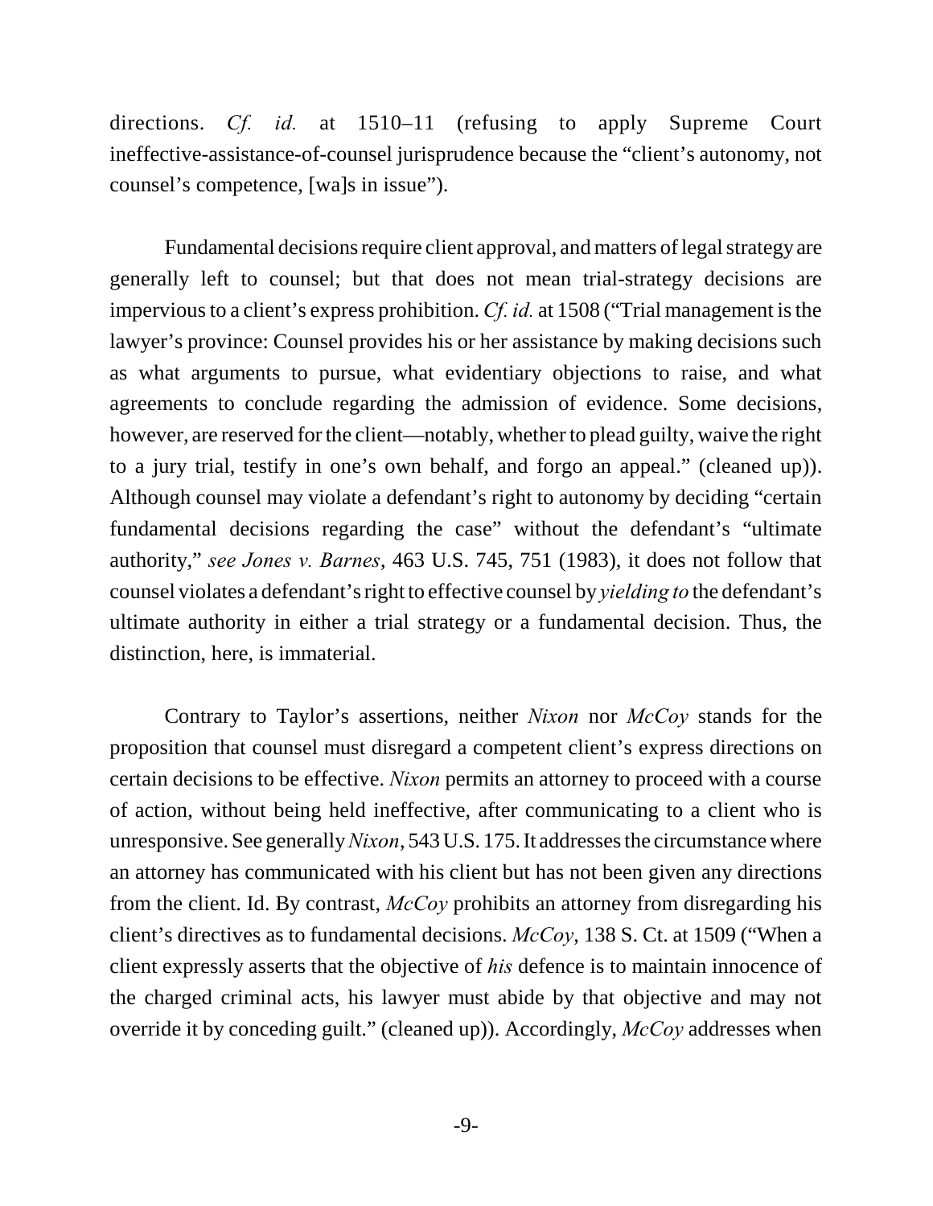directions. *Cf. id.* at 1510–11 (refusing to apply Supreme Court ineffective-assistance-of-counsel jurisprudence because the "client's autonomy, not counsel's competence, [wa]s in issue").

Fundamental decisions require client approval, and matters of legal strategy are generally left to counsel; but that does not mean trial-strategy decisions are impervious to a client's express prohibition. *Cf. id.* at 1508 ("Trial management is the lawyer's province: Counsel provides his or her assistance by making decisions such as what arguments to pursue, what evidentiary objections to raise, and what agreements to conclude regarding the admission of evidence. Some decisions, however, are reserved for the client—notably, whether to plead guilty, waive the right to a jury trial, testify in one's own behalf, and forgo an appeal." (cleaned up)). Although counsel may violate a defendant's right to autonomy by deciding "certain fundamental decisions regarding the case" without the defendant's "ultimate authority," *see Jones v. Barnes*, 463 U.S. 745, 751 (1983), it does not follow that counsel violates a defendant's right to effective counsel by *yielding to* the defendant's ultimate authority in either a trial strategy or a fundamental decision. Thus, the distinction, here, is immaterial.

Contrary to Taylor's assertions, neither *Nixon* nor *McCoy* stands for the proposition that counsel must disregard a competent client's express directions on certain decisions to be effective. *Nixon* permits an attorney to proceed with a course of action, without being held ineffective, after communicating to a client who is unresponsive. See generally *Nixon*, 543 U.S. 175. It addresses the circumstance where an attorney has communicated with his client but has not been given any directions from the client. Id. By contrast, *McCoy* prohibits an attorney from disregarding his client's directives as to fundamental decisions. *McCoy*, 138 S. Ct. at 1509 ("When a client expressly asserts that the objective of *his* defence is to maintain innocence of the charged criminal acts, his lawyer must abide by that objective and may not override it by conceding guilt." (cleaned up)). Accordingly, *McCoy* addresses when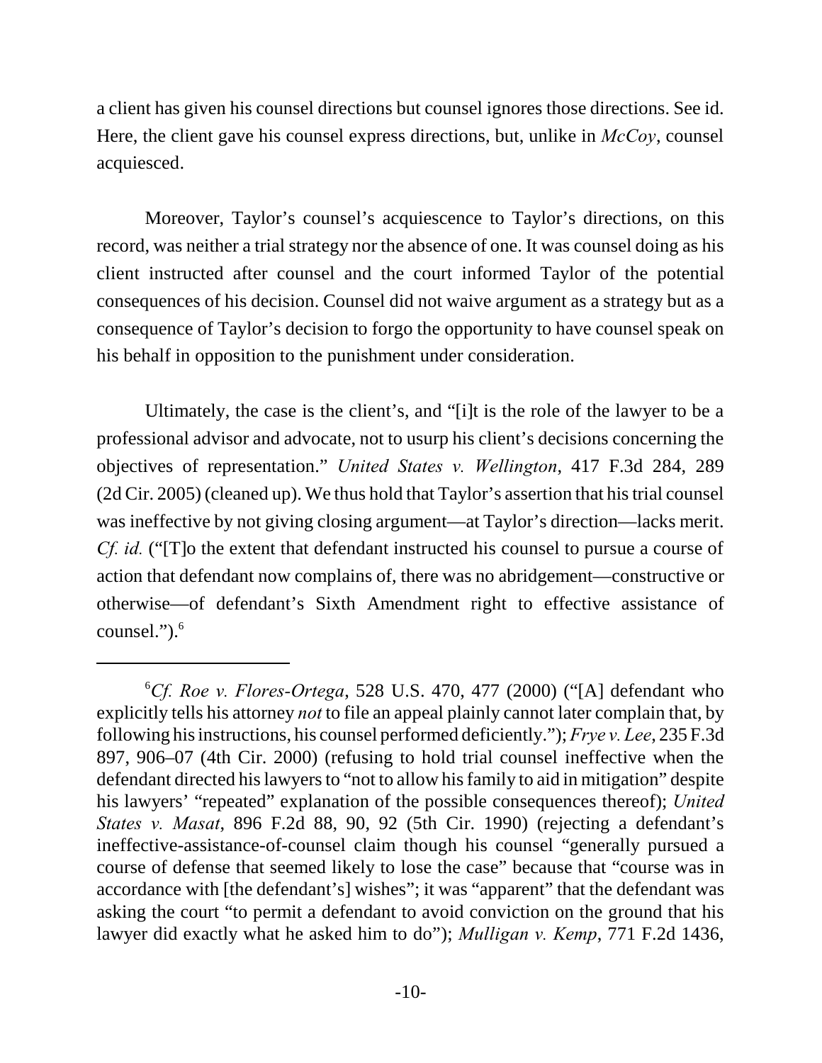a client has given his counsel directions but counsel ignores those directions. See id. Here, the client gave his counsel express directions, but, unlike in *McCoy*, counsel acquiesced.

Moreover, Taylor's counsel's acquiescence to Taylor's directions, on this record, was neither a trial strategy nor the absence of one. It was counsel doing as his client instructed after counsel and the court informed Taylor of the potential consequences of his decision. Counsel did not waive argument as a strategy but as a consequence of Taylor's decision to forgo the opportunity to have counsel speak on his behalf in opposition to the punishment under consideration.

Ultimately, the case is the client's, and "[i]t is the role of the lawyer to be a professional advisor and advocate, not to usurp his client's decisions concerning the objectives of representation." *United States v. Wellington*, 417 F.3d 284, 289 (2d Cir. 2005) (cleaned up). We thus hold that Taylor's assertion that his trial counsel was ineffective by not giving closing argument—at Taylor's direction—lacks merit. *Cf. id.* ("[T]o the extent that defendant instructed his counsel to pursue a course of action that defendant now complains of, there was no abridgement—constructive or otherwise—of defendant's Sixth Amendment right to effective assistance of counsel.").[6]

---

[6]*Cf. Roe v. Flores-Ortega*, 528 U.S. 470, 477 (2000) ("[A] defendant who explicitly tells his attorney *not* to file an appeal plainly cannot later complain that, by following his instructions, his counsel performed deficiently."); *Frye v. Lee*, 235 F.3d 897, 906–07 (4th Cir. 2000) (refusing to hold trial counsel ineffective when the defendant directed his lawyers to "not to allow his family to aid in mitigation" despite his lawyers' "repeated" explanation of the possible consequences thereof); *United States v. Masat*, 896 F.2d 88, 90, 92 (5th Cir. 1990) (rejecting a defendant's ineffective-assistance-of-counsel claim though his counsel "generally pursued a course of defense that seemed likely to lose the case" because that "course was in accordance with [the defendant's] wishes"; it was "apparent" that the defendant was asking the court "to permit a defendant to avoid conviction on the ground that his lawyer did exactly what he asked him to do"); *Mulligan v. Kemp*, 771 F.2d 1436,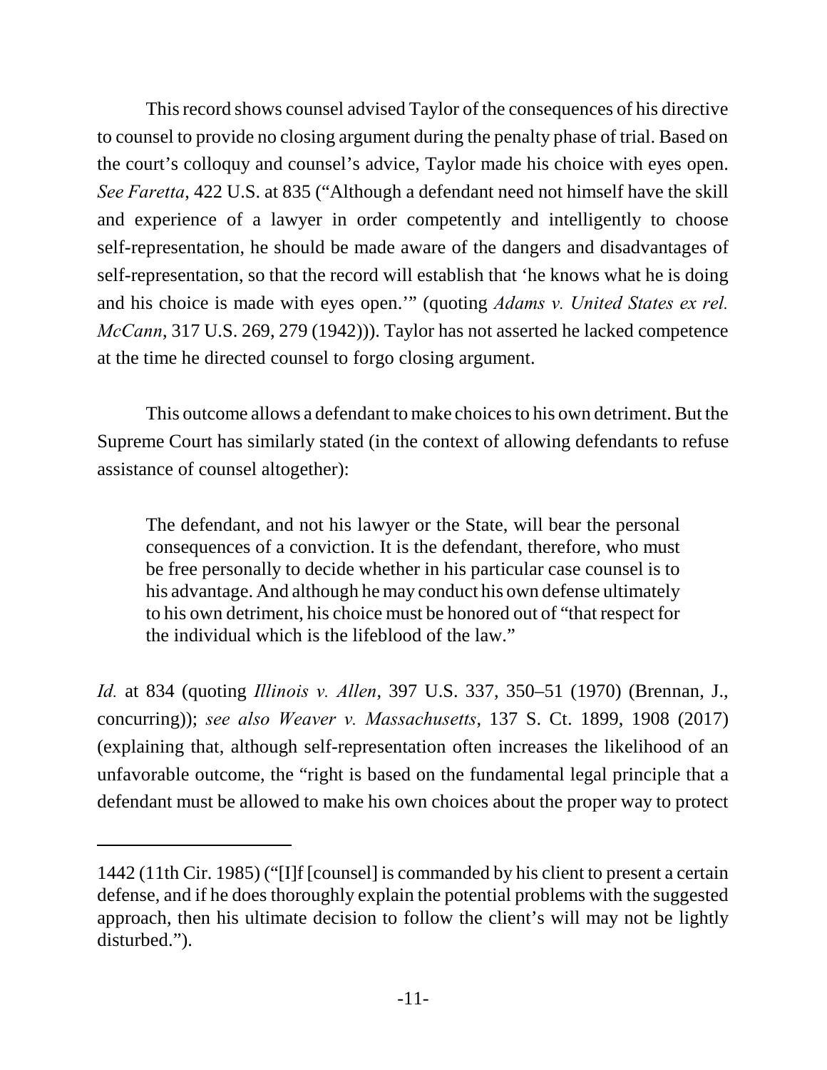This record shows counsel advised Taylor of the consequences of his directive to counsel to provide no closing argument during the penalty phase of trial. Based on the court's colloquy and counsel's advice, Taylor made his choice with eyes open. *See Faretta*, 422 U.S. at 835 ("Although a defendant need not himself have the skill and experience of a lawyer in order competently and intelligently to choose self-representation, he should be made aware of the dangers and disadvantages of self-representation, so that the record will establish that 'he knows what he is doing and his choice is made with eyes open.'" (quoting *Adams v. United States ex rel. McCann*, 317 U.S. 269, 279 (1942))). Taylor has not asserted he lacked competence at the time he directed counsel to forgo closing argument.

This outcome allows a defendant to make choices to his own detriment. But the Supreme Court has similarly stated (in the context of allowing defendants to refuse assistance of counsel altogether):

> The defendant, and not his lawyer or the State, will bear the personal consequences of a conviction. It is the defendant, therefore, who must be free personally to decide whether in his particular case counsel is to his advantage. And although he may conduct his own defense ultimately to his own detriment, his choice must be honored out of "that respect for the individual which is the lifeblood of the law."

*Id.* at 834 (quoting *Illinois v. Allen*, 397 U.S. 337, 350–51 (1970) (Brennan, J., concurring)); *see also Weaver v. Massachusetts*, 137 S. Ct. 1899, 1908 (2017) (explaining that, although self-representation often increases the likelihood of an unfavorable outcome, the "right is based on the fundamental legal principle that a defendant must be allowed to make his own choices about the proper way to protect

---

1442 (11th Cir. 1985) ("[I]f [counsel] is commanded by his client to present a certain defense, and if he does thoroughly explain the potential problems with the suggested approach, then his ultimate decision to follow the client's will may not be lightly disturbed.").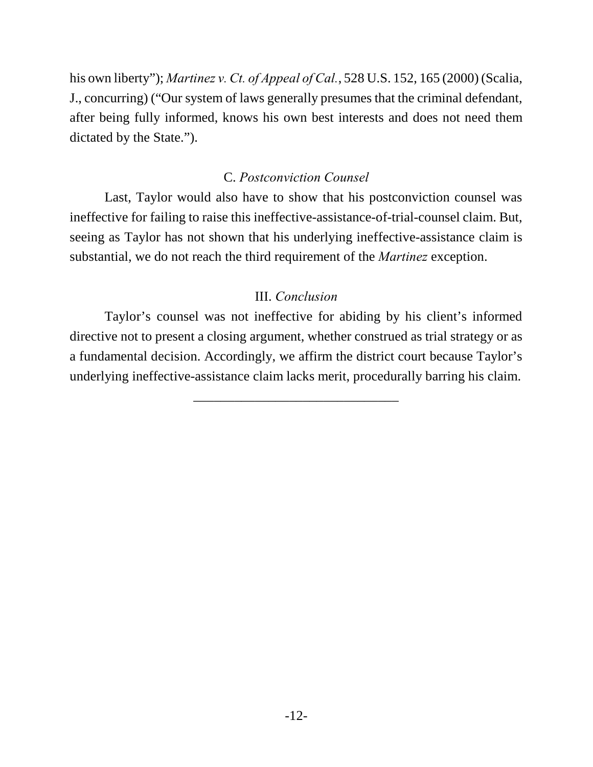his own liberty"); *Martinez v. Ct. of Appeal of Cal.*, 528 U.S. 152, 165 (2000) (Scalia, J., concurring) ("Our system of laws generally presumes that the criminal defendant, after being fully informed, knows his own best interests and does not need them dictated by the State.").

### C. *Postconviction Counsel*

Last, Taylor would also have to show that his postconviction counsel was ineffective for failing to raise this ineffective-assistance-of-trial-counsel claim. But, seeing as Taylor has not shown that his underlying ineffective-assistance claim is substantial, we do not reach the third requirement of the *Martinez* exception.

## III. *Conclusion*

Taylor's counsel was not ineffective for abiding by his client's informed directive not to present a closing argument, whether construed as trial strategy or as a fundamental decision. Accordingly, we affirm the district court because Taylor's underlying ineffective-assistance claim lacks merit, procedurally barring his claim.

______________________________